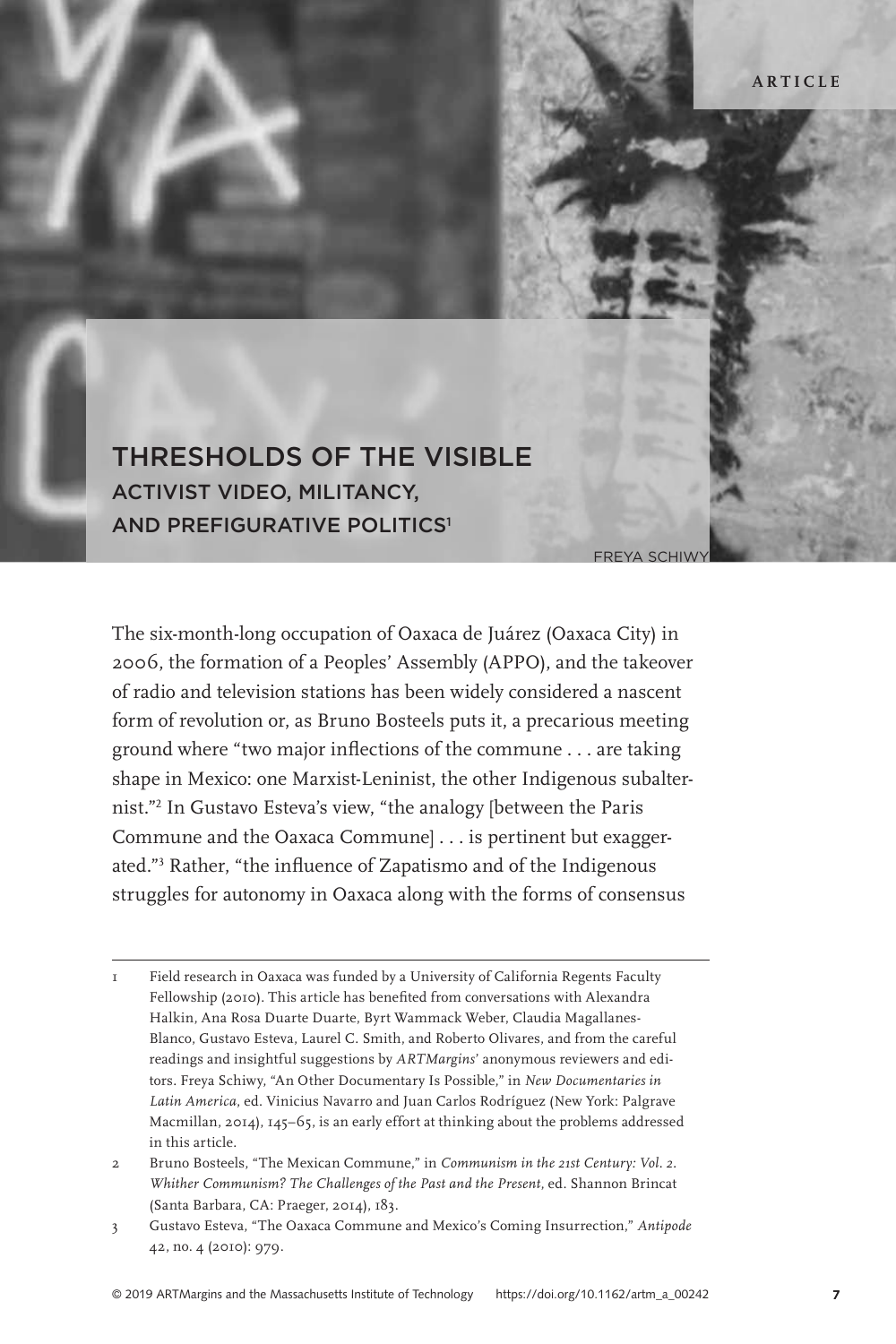ARTICLE

# THRESHOLDS OF THE VISIBLE
## ACTIVIST VIDEO, MILITANCY, AND PREFIGURATIVE POLITICS[1]

FREYA SCHIWY

The six-month-long occupation of Oaxaca de Juárez (Oaxaca City) in 2006, the formation of a Peoples' Assembly (APPO), and the takeover of radio and television stations has been widely considered a nascent form of revolution or, as Bruno Bosteels puts it, a precarious meeting ground where "two major inflections of the commune . . . are taking shape in Mexico: one Marxist-Leninist, the other Indigenous subalternist."[2] In Gustavo Esteva's view, "the analogy [between the Paris Commune and the Oaxaca Commune] . . . is pertinent but exaggerated."[3] Rather, "the influence of Zapatismo and of the Indigenous struggles for autonomy in Oaxaca along with the forms of consensus

---

1 Field research in Oaxaca was funded by a University of California Regents Faculty Fellowship (2010). This article has benefited from conversations with Alexandra Halkin, Ana Rosa Duarte Duarte, Byrt Wammack Weber, Claudia Magallanes-Blanco, Gustavo Esteva, Laurel C. Smith, and Roberto Olivares, and from the careful readings and insightful suggestions by *ARTMargins*' anonymous reviewers and editors. Freya Schiwy, "An Other Documentary Is Possible," in *New Documentaries in Latin America*, ed. Vinicius Navarro and Juan Carlos Rodríguez (New York: Palgrave Macmillan, 2014), 145–65, is an early effort at thinking about the problems addressed in this article.

2 Bruno Bosteels, "The Mexican Commune," in *Communism in the 21st Century: Vol. 2. Whither Communism? The Challenges of the Past and the Present*, ed. Shannon Brincat (Santa Barbara, CA: Praeger, 2014), 183.

3 Gustavo Esteva, "The Oaxaca Commune and Mexico's Coming Insurrection," *Antipode* 42, no. 4 (2010): 979.

© 2019 ARTMargins and the Massachusetts Institute of Technology https://doi.org/10.1162/artm_a_00242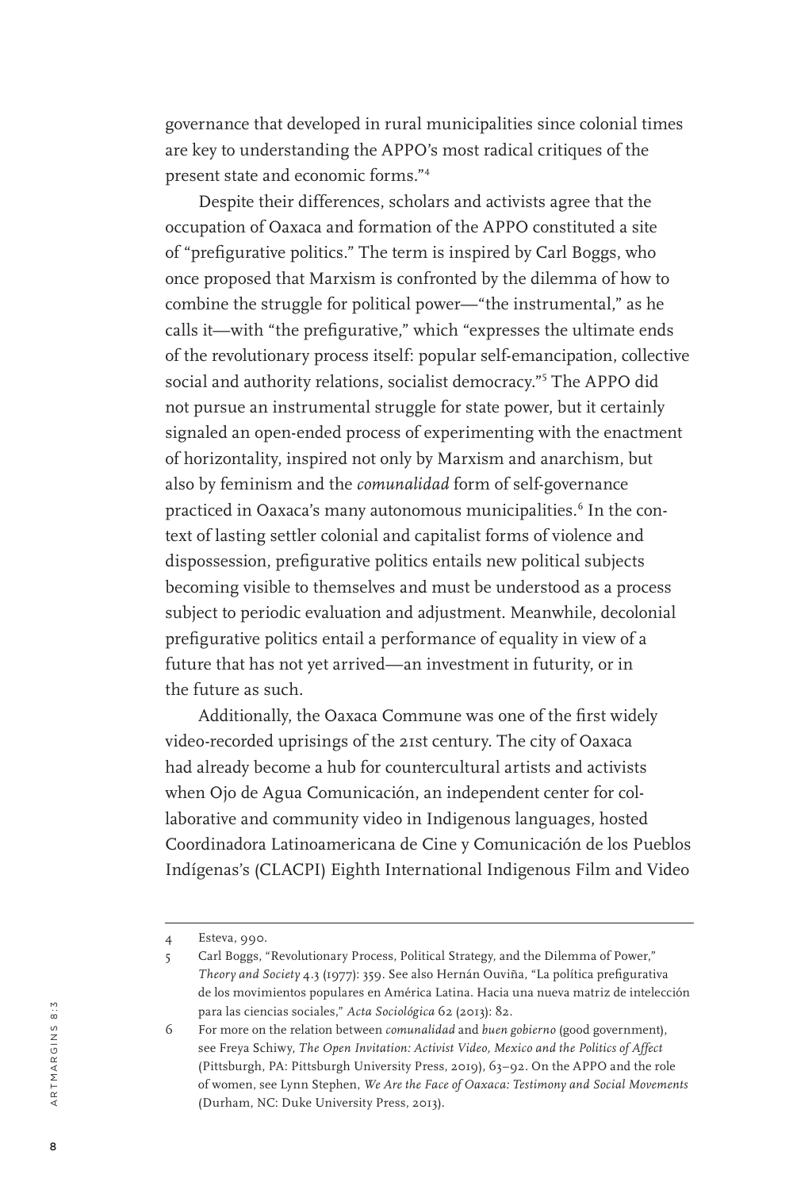governance that developed in rural municipalities since colonial times are key to understanding the APPO's most radical critiques of the present state and economic forms."[4]

Despite their differences, scholars and activists agree that the occupation of Oaxaca and formation of the APPO constituted a site of "prefigurative politics." The term is inspired by Carl Boggs, who once proposed that Marxism is confronted by the dilemma of how to combine the struggle for political power—"the instrumental," as he calls it—with "the prefigurative," which "expresses the ultimate ends of the revolutionary process itself: popular self-emancipation, collective social and authority relations, socialist democracy."[5] The APPO did not pursue an instrumental struggle for state power, but it certainly signaled an open-ended process of experimenting with the enactment of horizontality, inspired not only by Marxism and anarchism, but also by feminism and the *comunalidad* form of self-governance practiced in Oaxaca's many autonomous municipalities.[6] In the context of lasting settler colonial and capitalist forms of violence and dispossession, prefigurative politics entails new political subjects becoming visible to themselves and must be understood as a process subject to periodic evaluation and adjustment. Meanwhile, decolonial prefigurative politics entail a performance of equality in view of a future that has not yet arrived—an investment in futurity, or in the future as such.

Additionally, the Oaxaca Commune was one of the first widely video-recorded uprisings of the 21st century. The city of Oaxaca had already become a hub for countercultural artists and activists when Ojo de Agua Comunicación, an independent center for collaborative and community video in Indigenous languages, hosted Coordinadora Latinoamericana de Cine y Comunicación de los Pueblos Indígenas's (CLACPI) Eighth International Indigenous Film and Video

---

4 Esteva, 990.

5 Carl Boggs, "Revolutionary Process, Political Strategy, and the Dilemma of Power," *Theory and Society* 4.3 (1977): 359. See also Hernán Ouviña, "La política prefigurativa de los movimientos populares en América Latina. Hacia una nueva matriz de intelección para las ciencias sociales," *Acta Sociológica* 62 (2013): 82.

6 For more on the relation between *comunalidad* and *buen gobierno* (good government), see Freya Schiwy, *The Open Invitation: Activist Video, Mexico and the Politics of Affect* (Pittsburgh, PA: Pittsburgh University Press, 2019), 63–92. On the APPO and the role of women, see Lynn Stephen, *We Are the Face of Oaxaca: Testimony and Social Movements* (Durham, NC: Duke University Press, 2013).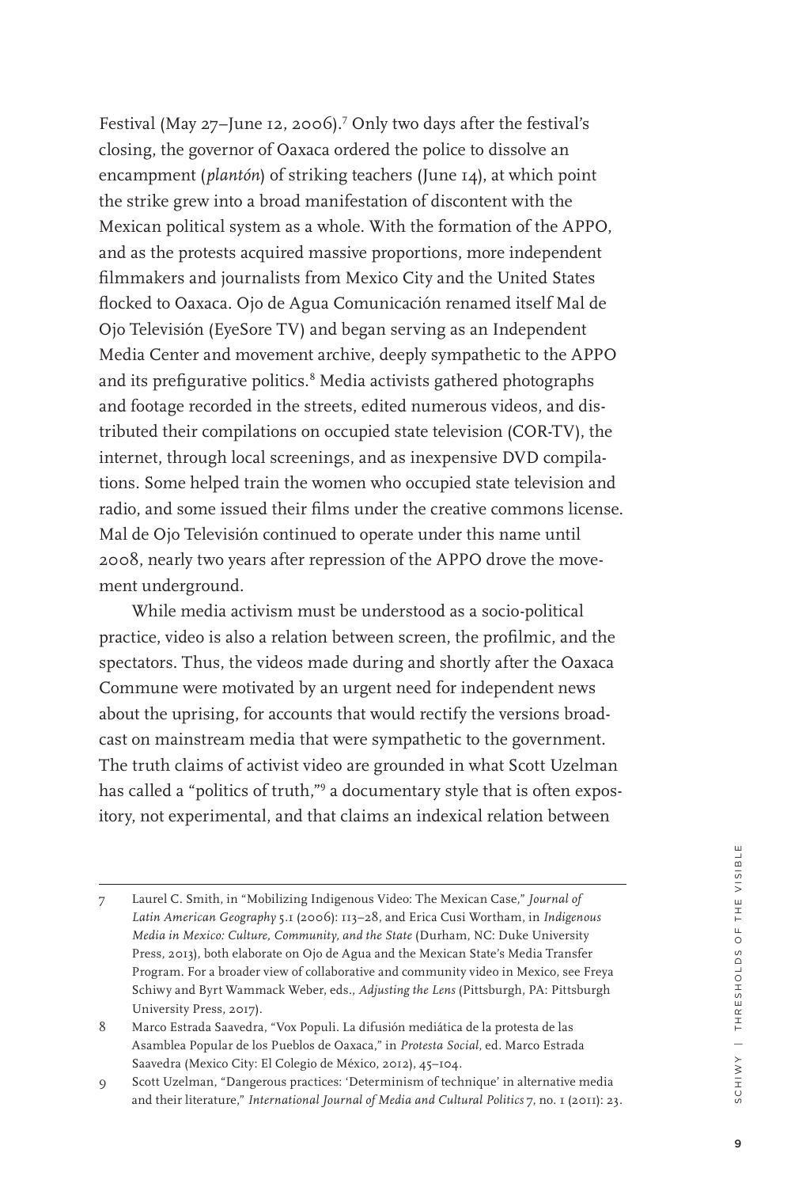Festival (May 27–June 12, 2006).[7] Only two days after the festival's closing, the governor of Oaxaca ordered the police to dissolve an encampment (*plantón*) of striking teachers (June 14), at which point the strike grew into a broad manifestation of discontent with the Mexican political system as a whole. With the formation of the APPO, and as the protests acquired massive proportions, more independent filmmakers and journalists from Mexico City and the United States flocked to Oaxaca. Ojo de Agua Comunicación renamed itself Mal de Ojo Televisión (EyeSore TV) and began serving as an Independent Media Center and movement archive, deeply sympathetic to the APPO and its prefigurative politics.[8] Media activists gathered photographs and footage recorded in the streets, edited numerous videos, and distributed their compilations on occupied state television (COR-TV), the internet, through local screenings, and as inexpensive DVD compilations. Some helped train the women who occupied state television and radio, and some issued their films under the creative commons license. Mal de Ojo Televisión continued to operate under this name until 2008, nearly two years after repression of the APPO drove the movement underground.

While media activism must be understood as a socio-political practice, video is also a relation between screen, the profilmic, and the spectators. Thus, the videos made during and shortly after the Oaxaca Commune were motivated by an urgent need for independent news about the uprising, for accounts that would rectify the versions broadcast on mainstream media that were sympathetic to the government. The truth claims of activist video are grounded in what Scott Uzelman has called a "politics of truth,"[9] a documentary style that is often expository, not experimental, and that claims an indexical relation between

---

7 Laurel C. Smith, in "Mobilizing Indigenous Video: The Mexican Case," *Journal of Latin American Geography* 5.1 (2006): 113–28, and Erica Cusi Wortham, in *Indigenous Media in Mexico: Culture, Community, and the State* (Durham, NC: Duke University Press, 2013), both elaborate on Ojo de Agua and the Mexican State's Media Transfer Program. For a broader view of collaborative and community video in Mexico, see Freya Schiwy and Byrt Wammack Weber, eds., *Adjusting the Lens* (Pittsburgh, PA: Pittsburgh University Press, 2017).

8 Marco Estrada Saavedra, "Vox Populi. La difusión mediática de la protesta de las Asamblea Popular de los Pueblos de Oaxaca," in *Protesta Social*, ed. Marco Estrada Saavedra (Mexico City: El Colegio de México, 2012), 45–104.

9 Scott Uzelman, "Dangerous practices: 'Determinism of technique' in alternative media and their literature," *International Journal of Media and Cultural Politics* 7, no. 1 (2011): 23.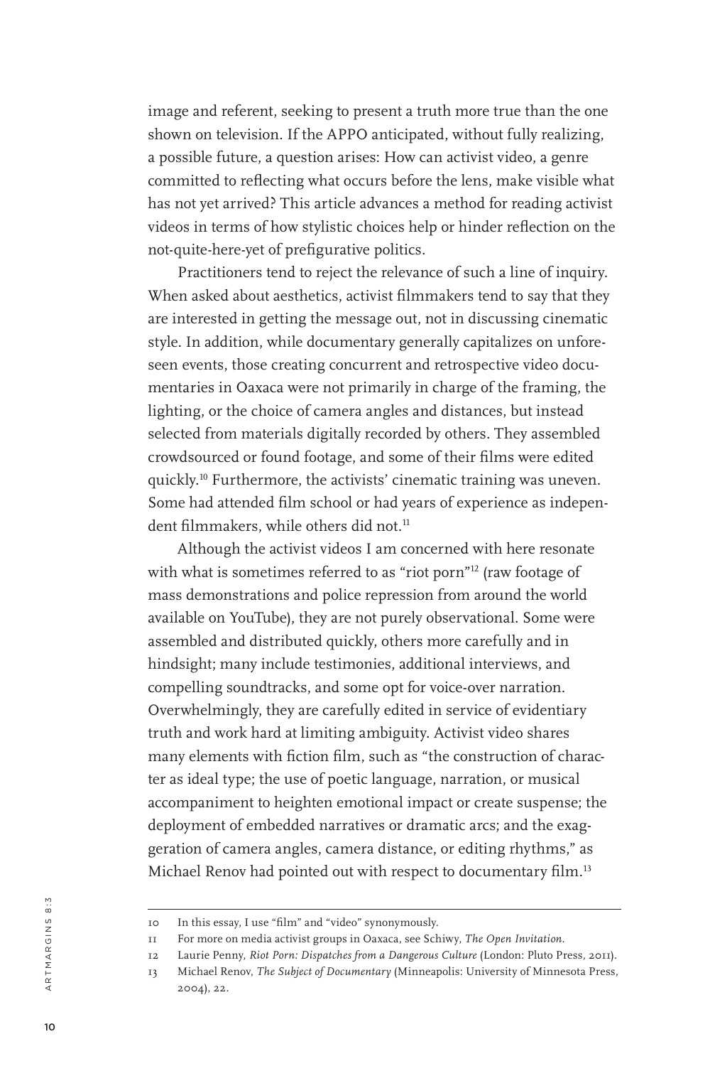image and referent, seeking to present a truth more true than the one shown on television. If the APPO anticipated, without fully realizing, a possible future, a question arises: How can activist video, a genre committed to reflecting what occurs before the lens, make visible what has not yet arrived? This article advances a method for reading activist videos in terms of how stylistic choices help or hinder reflection on the not-quite-here-yet of prefigurative politics.

Practitioners tend to reject the relevance of such a line of inquiry. When asked about aesthetics, activist filmmakers tend to say that they are interested in getting the message out, not in discussing cinematic style. In addition, while documentary generally capitalizes on unforeseen events, those creating concurrent and retrospective video documentaries in Oaxaca were not primarily in charge of the framing, the lighting, or the choice of camera angles and distances, but instead selected from materials digitally recorded by others. They assembled crowdsourced or found footage, and some of their films were edited quickly.[10] Furthermore, the activists' cinematic training was uneven. Some had attended film school or had years of experience as independent filmmakers, while others did not.[11]

Although the activist videos I am concerned with here resonate with what is sometimes referred to as "riot porn"[12] (raw footage of mass demonstrations and police repression from around the world available on YouTube), they are not purely observational. Some were assembled and distributed quickly, others more carefully and in hindsight; many include testimonies, additional interviews, and compelling soundtracks, and some opt for voice-over narration. Overwhelmingly, they are carefully edited in service of evidentiary truth and work hard at limiting ambiguity. Activist video shares many elements with fiction film, such as "the construction of character as ideal type; the use of poetic language, narration, or musical accompaniment to heighten emotional impact or create suspense; the deployment of embedded narratives or dramatic arcs; and the exaggeration of camera angles, camera distance, or editing rhythms," as Michael Renov had pointed out with respect to documentary film.[13]

---

10 In this essay, I use "film" and "video" synonymously.

11 For more on media activist groups in Oaxaca, see Schiwy, *The Open Invitation*.

12 Laurie Penny, *Riot Porn: Dispatches from a Dangerous Culture* (London: Pluto Press, 2011).

13 Michael Renov, *The Subject of Documentary* (Minneapolis: University of Minnesota Press, 2004), 22.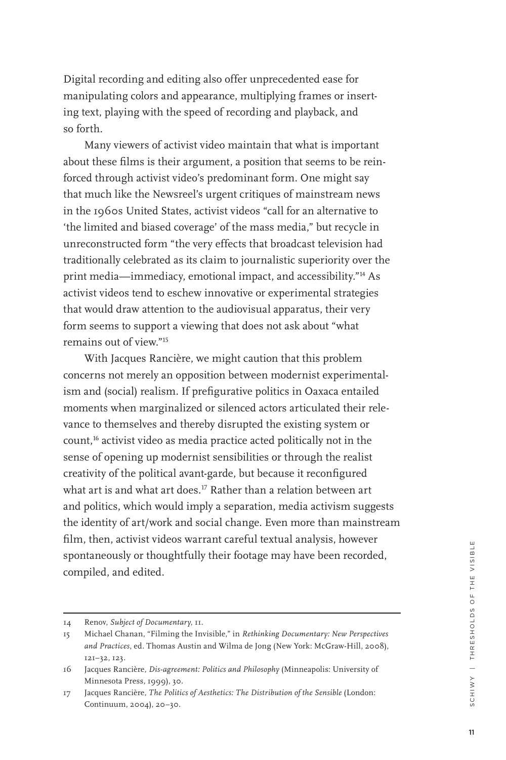Digital recording and editing also offer unprecedented ease for manipulating colors and appearance, multiplying frames or inserting text, playing with the speed of recording and playback, and so forth.

Many viewers of activist video maintain that what is important about these films is their argument, a position that seems to be reinforced through activist video's predominant form. One might say that much like the Newsreel's urgent critiques of mainstream news in the 1960s United States, activist videos "call for an alternative to 'the limited and biased coverage' of the mass media," but recycle in unreconstructed form "the very effects that broadcast television had traditionally celebrated as its claim to journalistic superiority over the print media—immediacy, emotional impact, and accessibility."[14] As activist videos tend to eschew innovative or experimental strategies that would draw attention to the audiovisual apparatus, their very form seems to support a viewing that does not ask about "what remains out of view."[15]

With Jacques Rancière, we might caution that this problem concerns not merely an opposition between modernist experimentalism and (social) realism. If prefigurative politics in Oaxaca entailed moments when marginalized or silenced actors articulated their relevance to themselves and thereby disrupted the existing system or count,[16] activist video as media practice acted politically not in the sense of opening up modernist sensibilities or through the realist creativity of the political avant-garde, but because it reconfigured what art is and what art does.[17] Rather than a relation between art and politics, which would imply a separation, media activism suggests the identity of art/work and social change. Even more than mainstream film, then, activist videos warrant careful textual analysis, however spontaneously or thoughtfully their footage may have been recorded, compiled, and edited.

---

14 Renov, *Subject of Documentary*, 11.

15 Michael Chanan, "Filming the Invisible," in *Rethinking Documentary: New Perspectives and Practices*, ed. Thomas Austin and Wilma de Jong (New York: McGraw-Hill, 2008), 121–32, 123.

16 Jacques Rancière, *Dis-agreement: Politics and Philosophy* (Minneapolis: University of Minnesota Press, 1999), 30.

17 Jacques Rancière, *The Politics of Aesthetics: The Distribution of the Sensible* (London: Continuum, 2004), 20–30.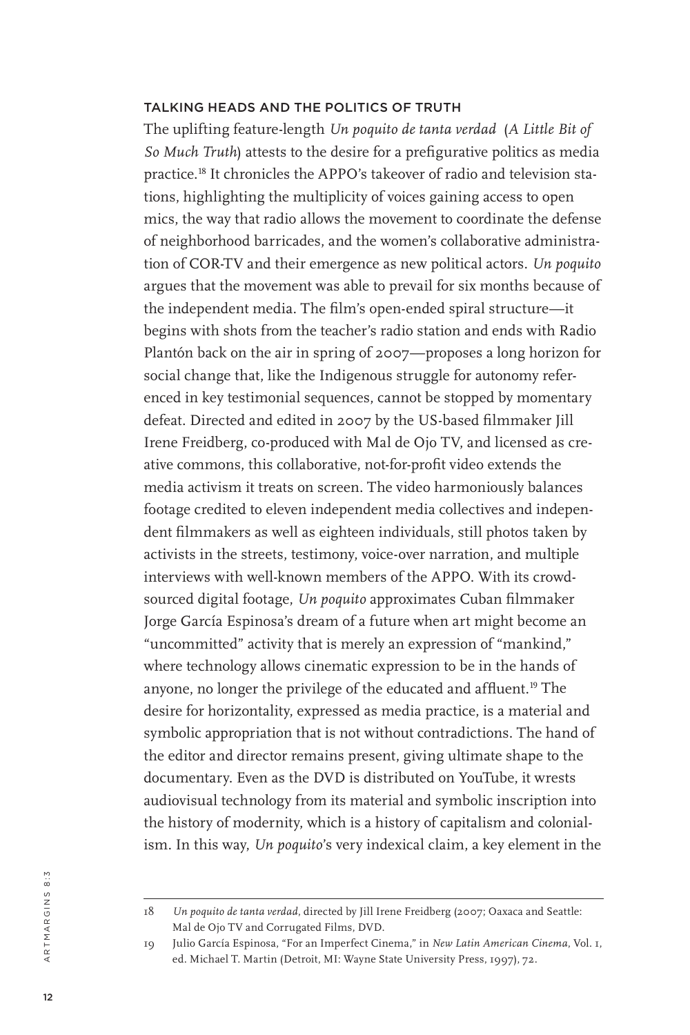## TALKING HEADS AND THE POLITICS OF TRUTH

The uplifting feature-length *Un poquito de tanta verdad* (*A Little Bit of So Much Truth*) attests to the desire for a prefigurative politics as media practice.[18] It chronicles the APPO's takeover of radio and television stations, highlighting the multiplicity of voices gaining access to open mics, the way that radio allows the movement to coordinate the defense of neighborhood barricades, and the women's collaborative administration of COR-TV and their emergence as new political actors. *Un poquito* argues that the movement was able to prevail for six months because of the independent media. The film's open-ended spiral structure—it begins with shots from the teacher's radio station and ends with Radio Plantón back on the air in spring of 2007—proposes a long horizon for social change that, like the Indigenous struggle for autonomy referenced in key testimonial sequences, cannot be stopped by momentary defeat. Directed and edited in 2007 by the US-based filmmaker Jill Irene Freidberg, co-produced with Mal de Ojo TV, and licensed as creative commons, this collaborative, not-for-profit video extends the media activism it treats on screen. The video harmoniously balances footage credited to eleven independent media collectives and independent filmmakers as well as eighteen individuals, still photos taken by activists in the streets, testimony, voice-over narration, and multiple interviews with well-known members of the APPO. With its crowd-sourced digital footage, *Un poquito* approximates Cuban filmmaker Jorge García Espinosa's dream of a future when art might become an "uncommitted" activity that is merely an expression of "mankind," where technology allows cinematic expression to be in the hands of anyone, no longer the privilege of the educated and affluent.[19] The desire for horizontality, expressed as media practice, is a material and symbolic appropriation that is not without contradictions. The hand of the editor and director remains present, giving ultimate shape to the documentary. Even as the DVD is distributed on YouTube, it wrests audiovisual technology from its material and symbolic inscription into the history of modernity, which is a history of capitalism and colonialism. In this way, *Un poquito*'s very indexical claim, a key element in the

---

18 *Un poquito de tanta verdad*, directed by Jill Irene Freidberg (2007; Oaxaca and Seattle: Mal de Ojo TV and Corrugated Films, DVD.

19 Julio García Espinosa, "For an Imperfect Cinema," in *New Latin American Cinema*, Vol. 1, ed. Michael T. Martin (Detroit, MI: Wayne State University Press, 1997), 72.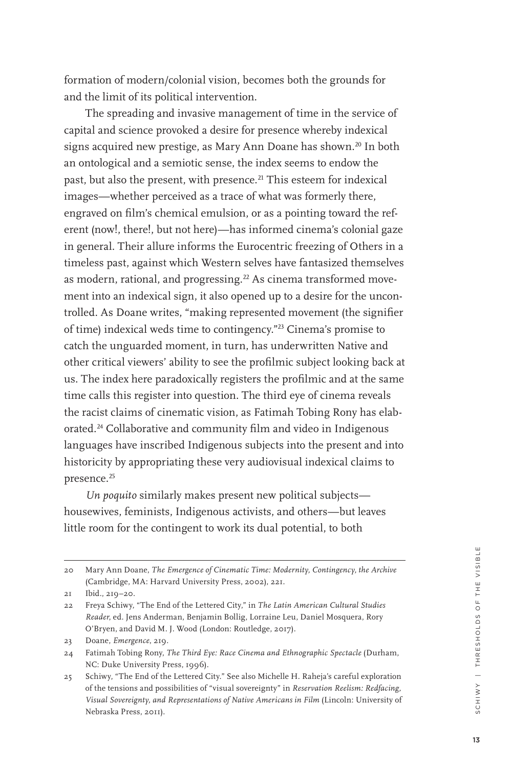formation of modern/colonial vision, becomes both the grounds for and the limit of its political intervention.

The spreading and invasive management of time in the service of capital and science provoked a desire for presence whereby indexical signs acquired new prestige, as Mary Ann Doane has shown.[20] In both an ontological and a semiotic sense, the index seems to endow the past, but also the present, with presence.[21] This esteem for indexical images—whether perceived as a trace of what was formerly there, engraved on film's chemical emulsion, or as a pointing toward the referent (now!, there!, but not here)—has informed cinema's colonial gaze in general. Their allure informs the Eurocentric freezing of Others in a timeless past, against which Western selves have fantasized themselves as modern, rational, and progressing.[22] As cinema transformed movement into an indexical sign, it also opened up to a desire for the uncontrolled. As Doane writes, "making represented movement (the signifier of time) indexical weds time to contingency."[23] Cinema's promise to catch the unguarded moment, in turn, has underwritten Native and other critical viewers' ability to see the profilmic subject looking back at us. The index here paradoxically registers the profilmic and at the same time calls this register into question. The third eye of cinema reveals the racist claims of cinematic vision, as Fatimah Tobing Rony has elaborated.[24] Collaborative and community film and video in Indigenous languages have inscribed Indigenous subjects into the present and into historicity by appropriating these very audiovisual indexical claims to presence.[25]

*Un poquito* similarly makes present new political subjects—housewives, feminists, Indigenous activists, and others—but leaves little room for the contingent to work its dual potential, to both

---

20 Mary Ann Doane, *The Emergence of Cinematic Time: Modernity, Contingency, the Archive* (Cambridge, MA: Harvard University Press, 2002), 221.

21 Ibid., 219–20.

22 Freya Schiwy, "The End of the Lettered City," in *The Latin American Cultural Studies Reader*, ed. Jens Anderman, Benjamin Bollig, Lorraine Leu, Daniel Mosquera, Rory O'Bryen, and David M. J. Wood (London: Routledge, 2017).

23 Doane, *Emergence*, 219.

24 Fatimah Tobing Rony, *The Third Eye: Race Cinema and Ethnographic Spectacle* (Durham, NC: Duke University Press, 1996).

25 Schiwy, "The End of the Lettered City." See also Michelle H. Raheja's careful exploration of the tensions and possibilities of "visual sovereignty" in *Reservation Reelism: Redfacing, Visual Sovereignty, and Representations of Native Americans in Film* (Lincoln: University of Nebraska Press, 2011).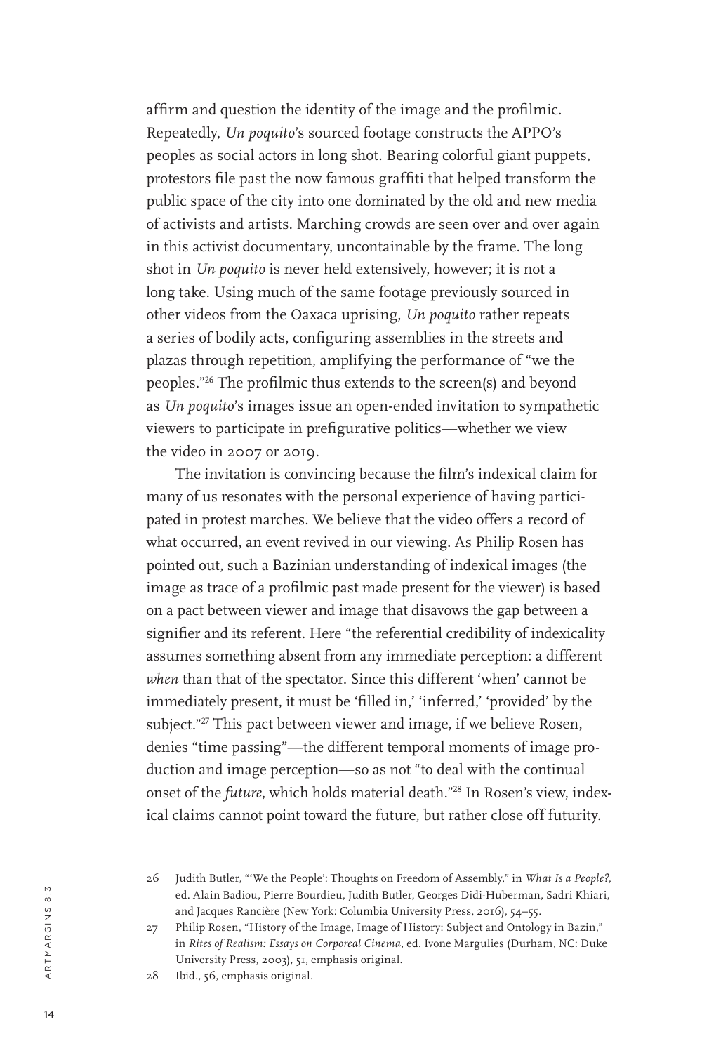affirm and question the identity of the image and the profilmic. Repeatedly, *Un poquito*'s sourced footage constructs the APPO's peoples as social actors in long shot. Bearing colorful giant puppets, protestors file past the now famous graffiti that helped transform the public space of the city into one dominated by the old and new media of activists and artists. Marching crowds are seen over and over again in this activist documentary, uncontainable by the frame. The long shot in *Un poquito* is never held extensively, however; it is not a long take. Using much of the same footage previously sourced in other videos from the Oaxaca uprising, *Un poquito* rather repeats a series of bodily acts, configuring assemblies in the streets and plazas through repetition, amplifying the performance of "we the peoples."[26] The profilmic thus extends to the screen(s) and beyond as *Un poquito*'s images issue an open-ended invitation to sympathetic viewers to participate in prefigurative politics—whether we view the video in 2007 or 2019.

The invitation is convincing because the film's indexical claim for many of us resonates with the personal experience of having participated in protest marches. We believe that the video offers a record of what occurred, an event revived in our viewing. As Philip Rosen has pointed out, such a Bazinian understanding of indexical images (the image as trace of a profilmic past made present for the viewer) is based on a pact between viewer and image that disavows the gap between a signifier and its referent. Here "the referential credibility of indexicality assumes something absent from any immediate perception: a different *when* than that of the spectator. Since this different 'when' cannot be immediately present, it must be 'filled in,' 'inferred,' 'provided' by the subject."[27] This pact between viewer and image, if we believe Rosen, denies "time passing"—the different temporal moments of image production and image perception—so as not "to deal with the continual onset of the *future*, which holds material death."[28] In Rosen's view, indexical claims cannot point toward the future, but rather close off futurity.

---

26 Judith Butler, "'We the People': Thoughts on Freedom of Assembly," in *What Is a People?*, ed. Alain Badiou, Pierre Bourdieu, Judith Butler, Georges Didi-Huberman, Sadri Khiari, and Jacques Rancière (New York: Columbia University Press, 2016), 54–55.

27 Philip Rosen, "History of the Image, Image of History: Subject and Ontology in Bazin," in *Rites of Realism: Essays on Corporeal Cinema*, ed. Ivone Margulies (Durham, NC: Duke University Press, 2003), 51, emphasis original.

28 Ibid., 56, emphasis original.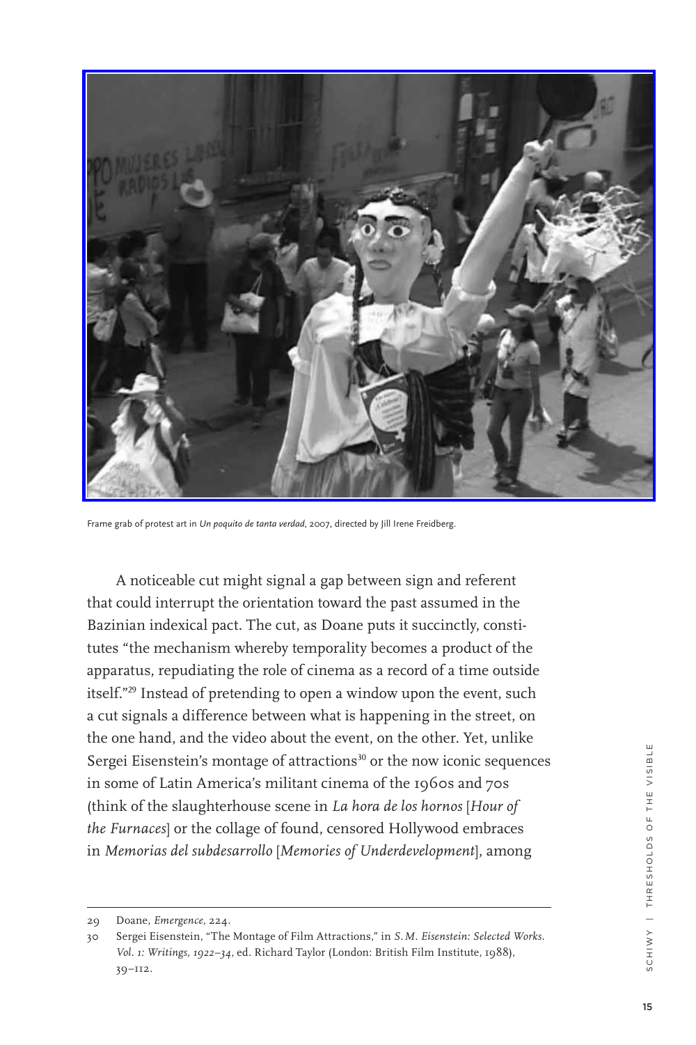Frame grab of protest art in *Un poquito de tanta verdad*, 2007, directed by Jill Irene Freidberg.

A noticeable cut might signal a gap between sign and referent that could interrupt the orientation toward the past assumed in the Bazinian indexical pact. The cut, as Doane puts it succinctly, constitutes "the mechanism whereby temporality becomes a product of the apparatus, repudiating the role of cinema as a record of a time outside itself."[29] Instead of pretending to open a window upon the event, such a cut signals a difference between what is happening in the street, on the one hand, and the video about the event, on the other. Yet, unlike Sergei Eisenstein's montage of attractions[30] or the now iconic sequences in some of Latin America's militant cinema of the 1960s and 70s (think of the slaughterhouse scene in *La hora de los hornos* [*Hour of the Furnaces*] or the collage of found, censored Hollywood embraces in *Memorias del subdesarrollo* [*Memories of Underdevelopment*], among

---

29 Doane, *Emergence*, 224.

30 Sergei Eisenstein, "The Montage of Film Attractions," in *S. M. Eisenstein: Selected Works. Vol. 1: Writings, 1922–34*, ed. Richard Taylor (London: British Film Institute, 1988), 39–112.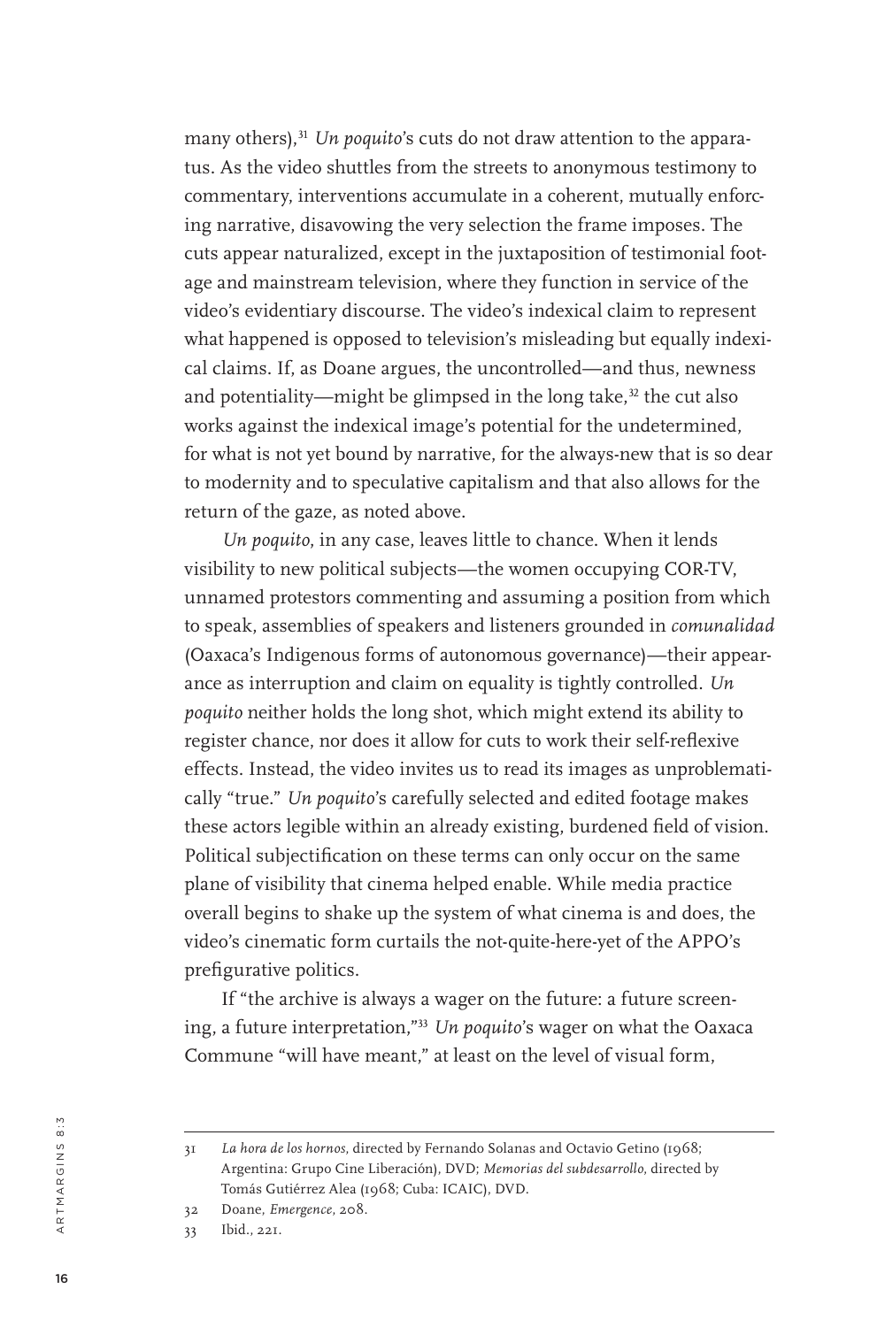many others),[31] *Un poquito*'s cuts do not draw attention to the apparatus. As the video shuttles from the streets to anonymous testimony to commentary, interventions accumulate in a coherent, mutually enforcing narrative, disavowing the very selection the frame imposes. The cuts appear naturalized, except in the juxtaposition of testimonial footage and mainstream television, where they function in service of the video's evidentiary discourse. The video's indexical claim to represent what happened is opposed to television's misleading but equally indexical claims. If, as Doane argues, the uncontrolled—and thus, newness and potentiality—might be glimpsed in the long take,[32] the cut also works against the indexical image's potential for the undetermined, for what is not yet bound by narrative, for the always-new that is so dear to modernity and to speculative capitalism and that also allows for the return of the gaze, as noted above.

*Un poquito*, in any case, leaves little to chance. When it lends visibility to new political subjects—the women occupying COR-TV, unnamed protestors commenting and assuming a position from which to speak, assemblies of speakers and listeners grounded in *comunalidad* (Oaxaca's Indigenous forms of autonomous governance)—their appearance as interruption and claim on equality is tightly controlled. *Un poquito* neither holds the long shot, which might extend its ability to register chance, nor does it allow for cuts to work their self-reflexive effects. Instead, the video invites us to read its images as unproblematically "true." *Un poquito*'s carefully selected and edited footage makes these actors legible within an already existing, burdened field of vision. Political subjectification on these terms can only occur on the same plane of visibility that cinema helped enable. While media practice overall begins to shake up the system of what cinema is and does, the video's cinematic form curtails the not-quite-here-yet of the APPO's prefigurative politics.

If "the archive is always a wager on the future: a future screening, a future interpretation,"[33] *Un poquito*'s wager on what the Oaxaca Commune "will have meant," at least on the level of visual form,

---

31 *La hora de los hornos*, directed by Fernando Solanas and Octavio Getino (1968; Argentina: Grupo Cine Liberación), DVD; *Memorias del subdesarrollo*, directed by Tomás Gutiérrez Alea (1968; Cuba: ICAIC), DVD.

32 Doane, *Emergence*, 208.

33 Ibid., 221.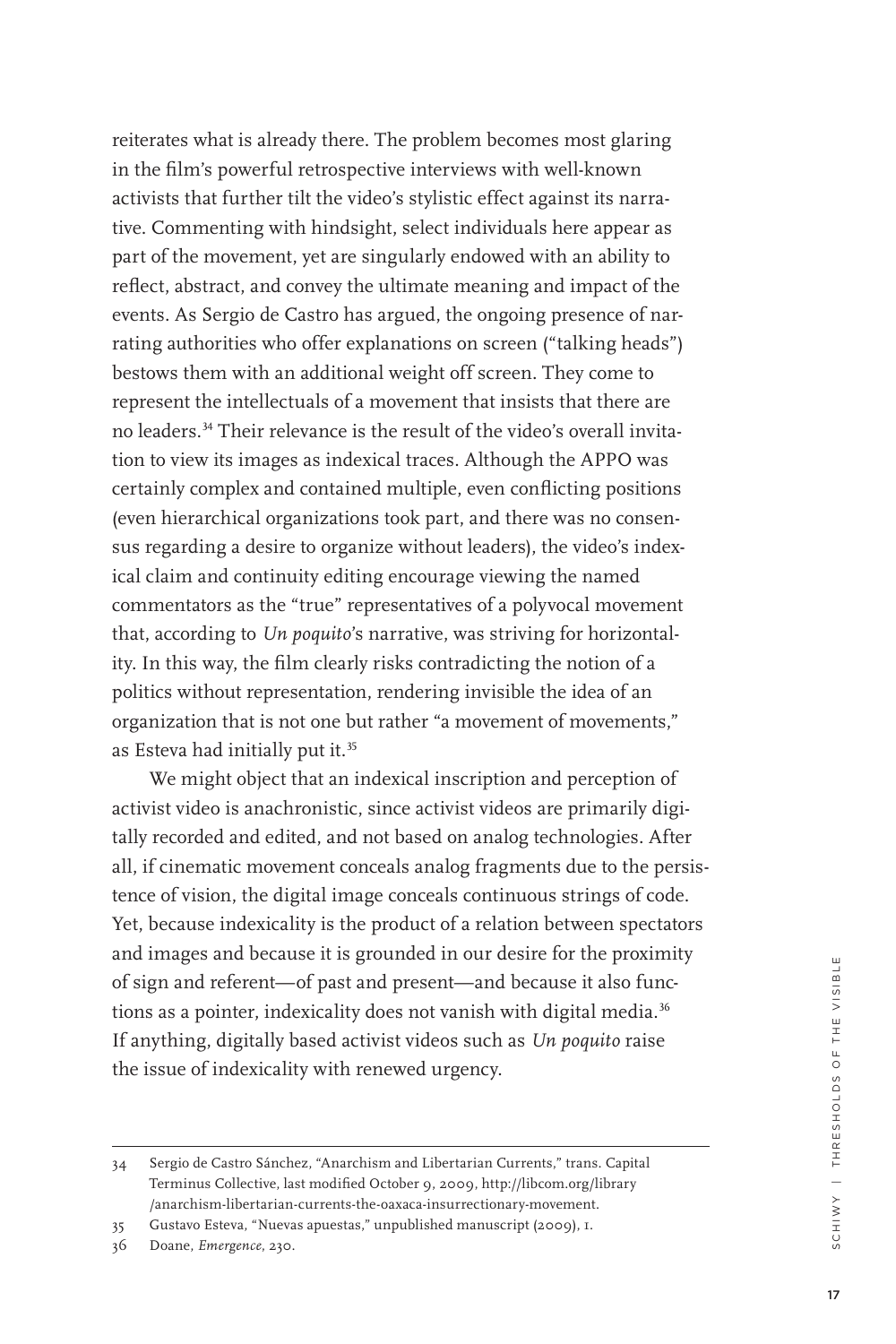reiterates what is already there. The problem becomes most glaring in the film's powerful retrospective interviews with well-known activists that further tilt the video's stylistic effect against its narrative. Commenting with hindsight, select individuals here appear as part of the movement, yet are singularly endowed with an ability to reflect, abstract, and convey the ultimate meaning and impact of the events. As Sergio de Castro has argued, the ongoing presence of narrating authorities who offer explanations on screen ("talking heads") bestows them with an additional weight off screen. They come to represent the intellectuals of a movement that insists that there are no leaders.[34] Their relevance is the result of the video's overall invitation to view its images as indexical traces. Although the APPO was certainly complex and contained multiple, even conflicting positions (even hierarchical organizations took part, and there was no consensus regarding a desire to organize without leaders), the video's indexical claim and continuity editing encourage viewing the named commentators as the "true" representatives of a polyvocal movement that, according to *Un poquito*'s narrative, was striving for horizontality. In this way, the film clearly risks contradicting the notion of a politics without representation, rendering invisible the idea of an organization that is not one but rather "a movement of movements," as Esteva had initially put it.[35]

We might object that an indexical inscription and perception of activist video is anachronistic, since activist videos are primarily digitally recorded and edited, and not based on analog technologies. After all, if cinematic movement conceals analog fragments due to the persistence of vision, the digital image conceals continuous strings of code. Yet, because indexicality is the product of a relation between spectators and images and because it is grounded in our desire for the proximity of sign and referent—of past and present—and because it also functions as a pointer, indexicality does not vanish with digital media.[36] If anything, digitally based activist videos such as *Un poquito* raise the issue of indexicality with renewed urgency.

---

34 Sergio de Castro Sánchez, "Anarchism and Libertarian Currents," trans. Capital Terminus Collective, last modified October 9, 2009, http://libcom.org/library/anarchism-libertarian-currents-the-oaxaca-insurrectionary-movement.

35 Gustavo Esteva, "Nuevas apuestas," unpublished manuscript (2009), 1.

36 Doane, *Emergence*, 230.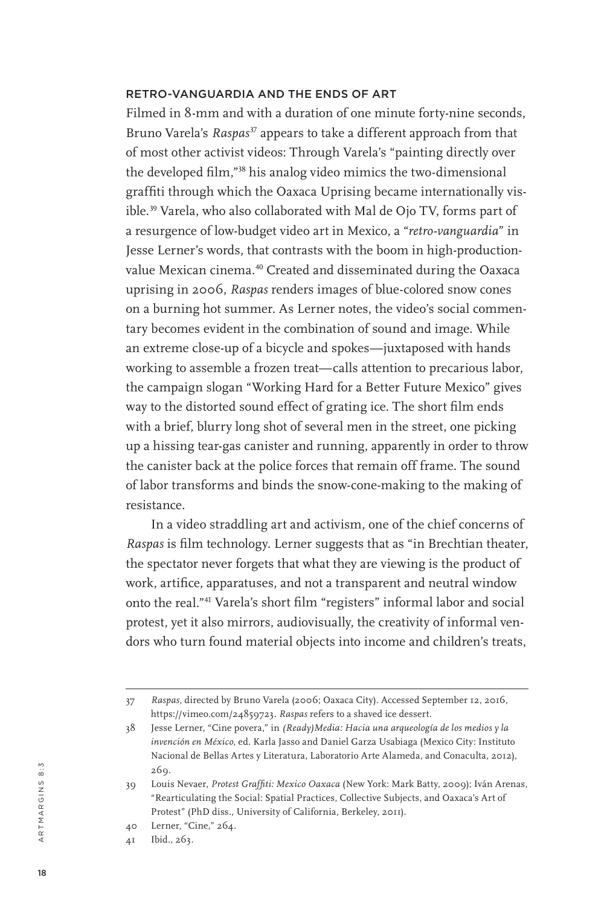## RETRO-VANGUARDIA AND THE ENDS OF ART

Filmed in 8-mm and with a duration of one minute forty-nine seconds, Bruno Varela's *Raspas*[37] appears to take a different approach from that of most other activist videos: Through Varela's "painting directly over the developed film,"[38] his analog video mimics the two-dimensional graffiti through which the Oaxaca Uprising became internationally visible.[39] Varela, who also collaborated with Mal de Ojo TV, forms part of a resurgence of low-budget video art in Mexico, a "*retro-vanguardia*" in Jesse Lerner's words, that contrasts with the boom in high-production-value Mexican cinema.[40] Created and disseminated during the Oaxaca uprising in 2006, *Raspas* renders images of blue-colored snow cones on a burning hot summer. As Lerner notes, the video's social commentary becomes evident in the combination of sound and image. While an extreme close-up of a bicycle and spokes—juxtaposed with hands working to assemble a frozen treat—calls attention to precarious labor, the campaign slogan "Working Hard for a Better Future Mexico" gives way to the distorted sound effect of grating ice. The short film ends with a brief, blurry long shot of several men in the street, one picking up a hissing tear-gas canister and running, apparently in order to throw the canister back at the police forces that remain off frame. The sound of labor transforms and binds the snow-cone-making to the making of resistance.

In a video straddling art and activism, one of the chief concerns of *Raspas* is film technology. Lerner suggests that as "in Brechtian theater, the spectator never forgets that what they are viewing is the product of work, artifice, apparatuses, and not a transparent and neutral window onto the real."[41] Varela's short film "registers" informal labor and social protest, yet it also mirrors, audiovisually, the creativity of informal vendors who turn found material objects into income and children's treats,

---

37 *Raspas*, directed by Bruno Varela (2006; Oaxaca City). Accessed September 12, 2016, https://vimeo.com/24859723. *Raspas* refers to a shaved ice dessert.

38 Jesse Lerner, "Cine povera," in *(Ready)Media: Hacia una arqueología de los medios y la invención en México*, ed. Karla Jasso and Daniel Garza Usabiaga (Mexico City: Instituto Nacional de Bellas Artes y Literatura, Laboratorio Arte Alameda, and Conaculta, 2012), 269.

39 Louis Nevaer, *Protest Graffiti: Mexico Oaxaca* (New York: Mark Batty, 2009); Iván Arenas, "Rearticulating the Social: Spatial Practices, Collective Subjects, and Oaxaca's Art of Protest" (PhD diss., University of California, Berkeley, 2011).

40 Lerner, "Cine," 264.

41 Ibid., 263.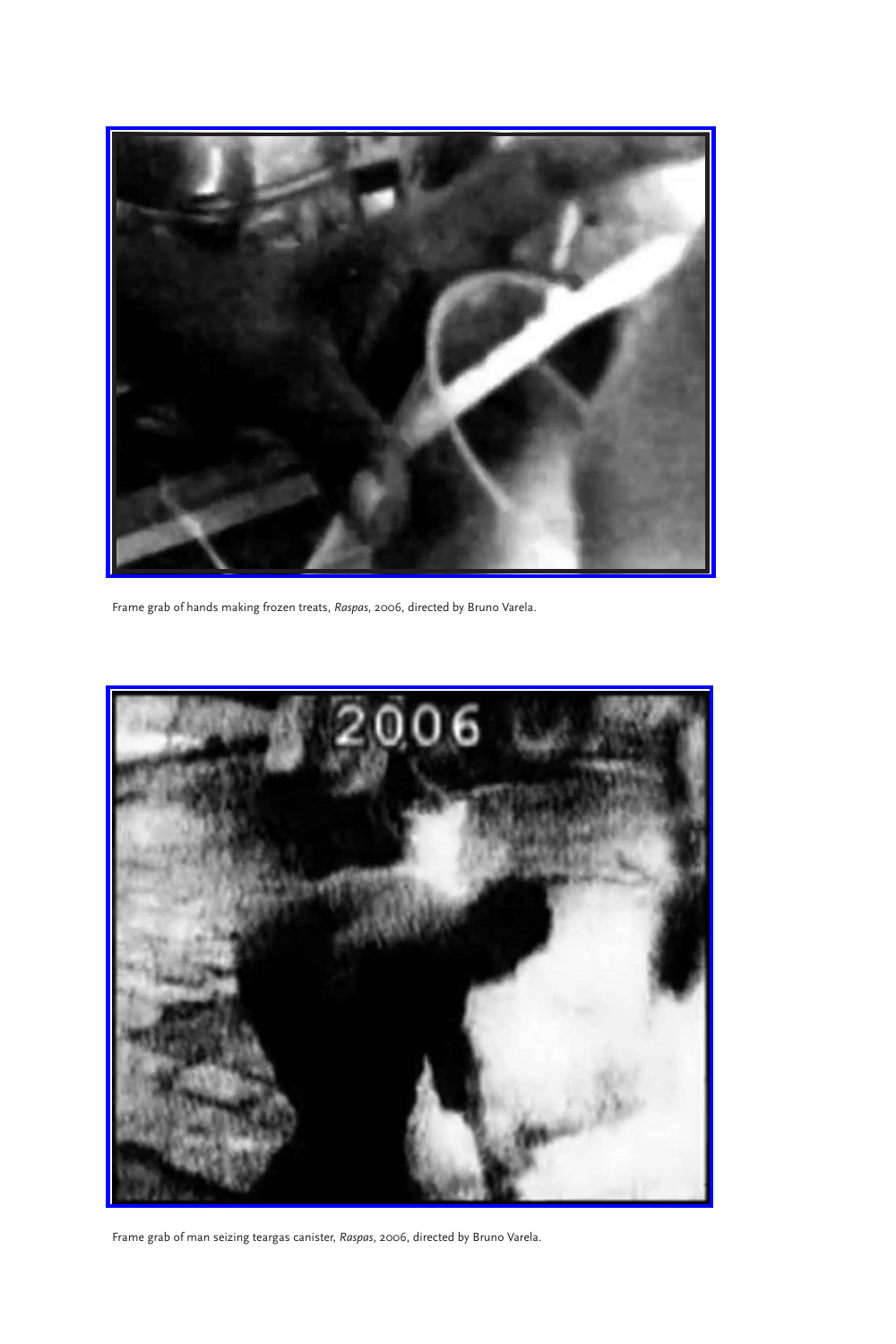Frame grab of hands making frozen treats, *Raspas*, 2006, directed by Bruno Varela.

Frame grab of man seizing teargas canister, *Raspas*, 2006, directed by Bruno Varela.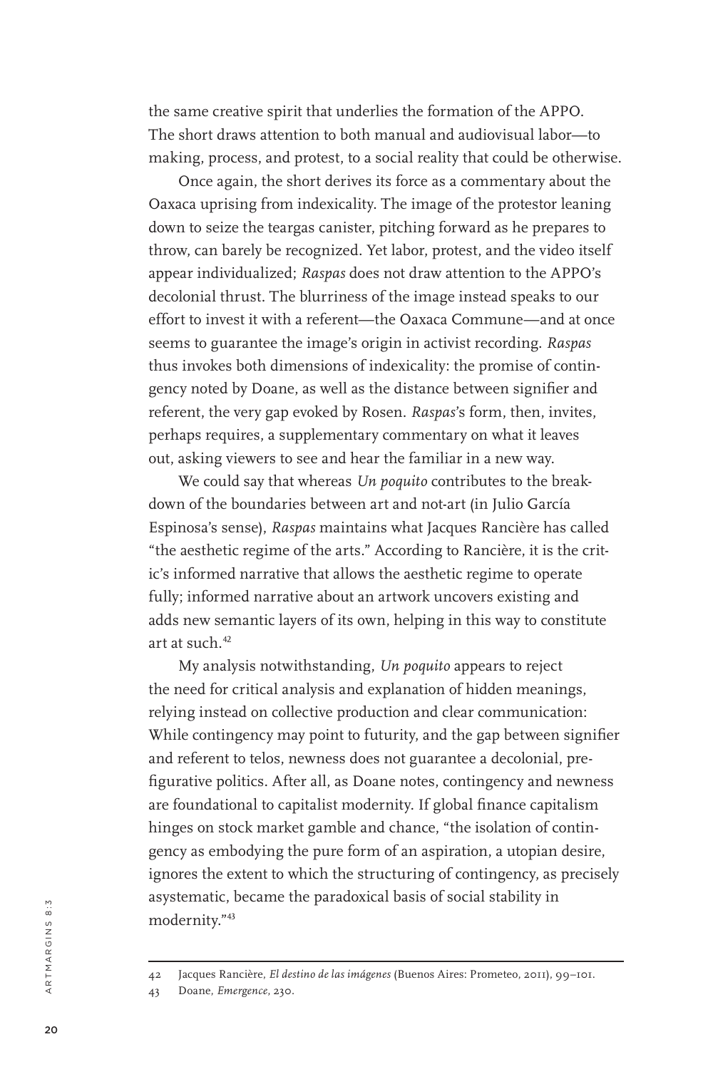the same creative spirit that underlies the formation of the APPO. The short draws attention to both manual and audiovisual labor—to making, process, and protest, to a social reality that could be otherwise.

Once again, the short derives its force as a commentary about the Oaxaca uprising from indexicality. The image of the protestor leaning down to seize the teargas canister, pitching forward as he prepares to throw, can barely be recognized. Yet labor, protest, and the video itself appear individualized; *Raspas* does not draw attention to the APPO's decolonial thrust. The blurriness of the image instead speaks to our effort to invest it with a referent—the Oaxaca Commune—and at once seems to guarantee the image's origin in activist recording. *Raspas* thus invokes both dimensions of indexicality: the promise of contingency noted by Doane, as well as the distance between signifier and referent, the very gap evoked by Rosen. *Raspas*'s form, then, invites, perhaps requires, a supplementary commentary on what it leaves out, asking viewers to see and hear the familiar in a new way.

We could say that whereas *Un poquito* contributes to the breakdown of the boundaries between art and not-art (in Julio García Espinosa's sense), *Raspas* maintains what Jacques Rancière has called "the aesthetic regime of the arts." According to Rancière, it is the critic's informed narrative that allows the aesthetic regime to operate fully; informed narrative about an artwork uncovers existing and adds new semantic layers of its own, helping in this way to constitute art at such.[42]

My analysis notwithstanding, *Un poquito* appears to reject the need for critical analysis and explanation of hidden meanings, relying instead on collective production and clear communication: While contingency may point to futurity, and the gap between signifier and referent to telos, newness does not guarantee a decolonial, prefigurative politics. After all, as Doane notes, contingency and newness are foundational to capitalist modernity. If global finance capitalism hinges on stock market gamble and chance, "the isolation of contingency as embodying the pure form of an aspiration, a utopian desire, ignores the extent to which the structuring of contingency, as precisely asystematic, became the paradoxical basis of social stability in modernity."[43]

---

42 Jacques Rancière, *El destino de las imágenes* (Buenos Aires: Prometeo, 2011), 99–101.

43 Doane, *Emergence*, 230.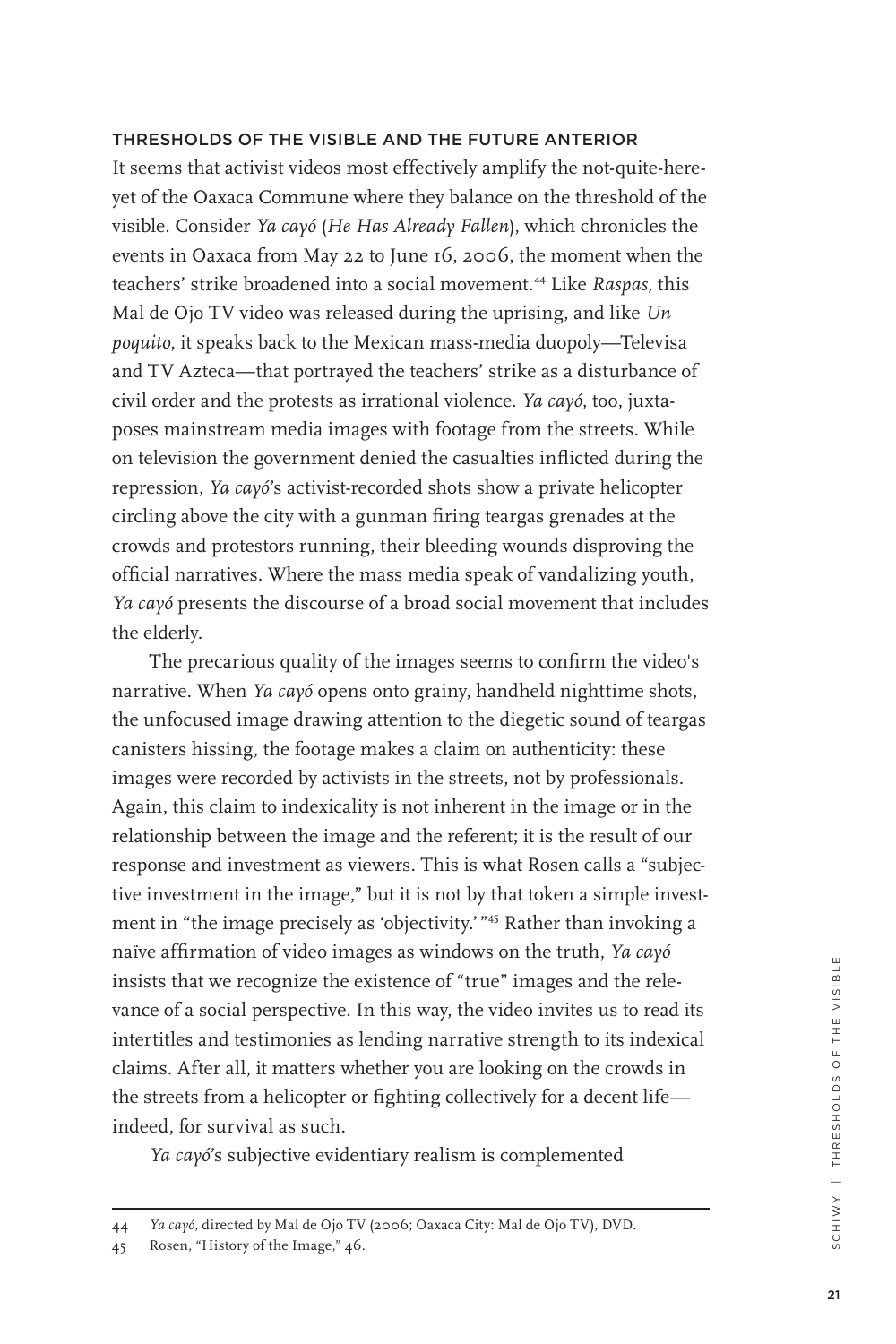## THRESHOLDS OF THE VISIBLE AND THE FUTURE ANTERIOR

It seems that activist videos most effectively amplify the not-quite-here-yet of the Oaxaca Commune where they balance on the threshold of the visible. Consider *Ya cayó* (*He Has Already Fallen*), which chronicles the events in Oaxaca from May 22 to June 16, 2006, the moment when the teachers' strike broadened into a social movement.[44] Like *Raspas*, this Mal de Ojo TV video was released during the uprising, and like *Un poquito*, it speaks back to the Mexican mass-media duopoly—Televisa and TV Azteca—that portrayed the teachers' strike as a disturbance of civil order and the protests as irrational violence. *Ya cayó*, too, juxtaposes mainstream media images with footage from the streets. While on television the government denied the casualties inflicted during the repression, *Ya cayó*'s activist-recorded shots show a private helicopter circling above the city with a gunman firing teargas grenades at the crowds and protestors running, their bleeding wounds disproving the official narratives. Where the mass media speak of vandalizing youth, *Ya cayó* presents the discourse of a broad social movement that includes the elderly.

The precarious quality of the images seems to confirm the video's narrative. When *Ya cayó* opens onto grainy, handheld nighttime shots, the unfocused image drawing attention to the diegetic sound of teargas canisters hissing, the footage makes a claim on authenticity: these images were recorded by activists in the streets, not by professionals. Again, this claim to indexicality is not inherent in the image or in the relationship between the image and the referent; it is the result of our response and investment as viewers. This is what Rosen calls a "subjective investment in the image," but it is not by that token a simple investment in "the image precisely as 'objectivity.'"[45] Rather than invoking a naïve affirmation of video images as windows on the truth, *Ya cayó* insists that we recognize the existence of "true" images and the relevance of a social perspective. In this way, the video invites us to read its intertitles and testimonies as lending narrative strength to its indexical claims. After all, it matters whether you are looking on the crowds in the streets from a helicopter or fighting collectively for a decent life—indeed, for survival as such.

*Ya cayó*'s subjective evidentiary realism is complemented

---

44 *Ya cayó*, directed by Mal de Ojo TV (2006; Oaxaca City: Mal de Ojo TV), DVD.

45 Rosen, "History of the Image," 46.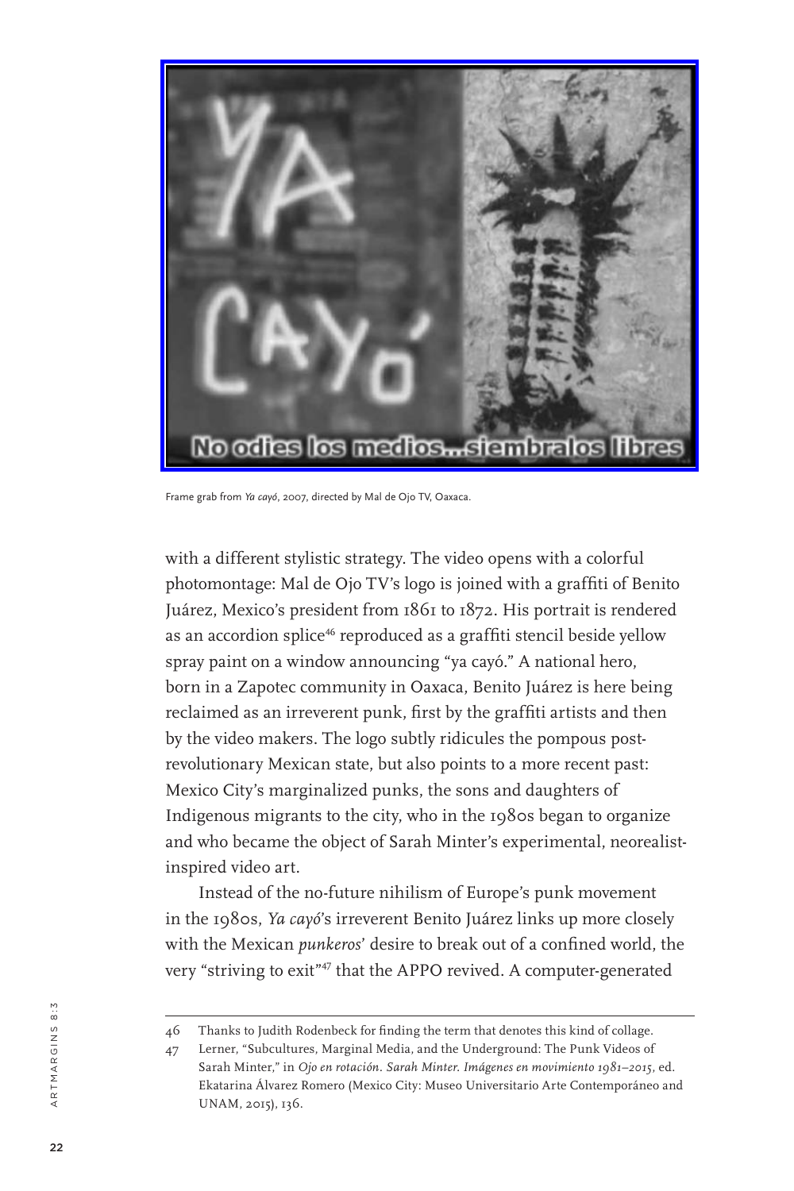Frame grab from *Ya cayó*, 2007, directed by Mal de Ojo TV, Oaxaca.

with a different stylistic strategy. The video opens with a colorful photomontage: Mal de Ojo TV's logo is joined with a graffiti of Benito Juárez, Mexico's president from 1861 to 1872. His portrait is rendered as an accordion splice[46] reproduced as a graffiti stencil beside yellow spray paint on a window announcing "ya cayó." A national hero, born in a Zapotec community in Oaxaca, Benito Juárez is here being reclaimed as an irreverent punk, first by the graffiti artists and then by the video makers. The logo subtly ridicules the pompous post-revolutionary Mexican state, but also points to a more recent past: Mexico City's marginalized punks, the sons and daughters of Indigenous migrants to the city, who in the 1980s began to organize and who became the object of Sarah Minter's experimental, neorealist-inspired video art.

Instead of the no-future nihilism of Europe's punk movement in the 1980s, *Ya cayó*'s irreverent Benito Juárez links up more closely with the Mexican *punkeros*' desire to break out of a confined world, the very "striving to exit"[47] that the APPO revived. A computer-generated

---

46 Thanks to Judith Rodenbeck for finding the term that denotes this kind of collage.

47 Lerner, "Subcultures, Marginal Media, and the Underground: The Punk Videos of Sarah Minter," in *Ojo en rotación. Sarah Minter. Imágenes en movimiento 1981–2015*, ed. Ekatarina Álvarez Romero (Mexico City: Museo Universitario Arte Contemporáneo and UNAM, 2015), 136.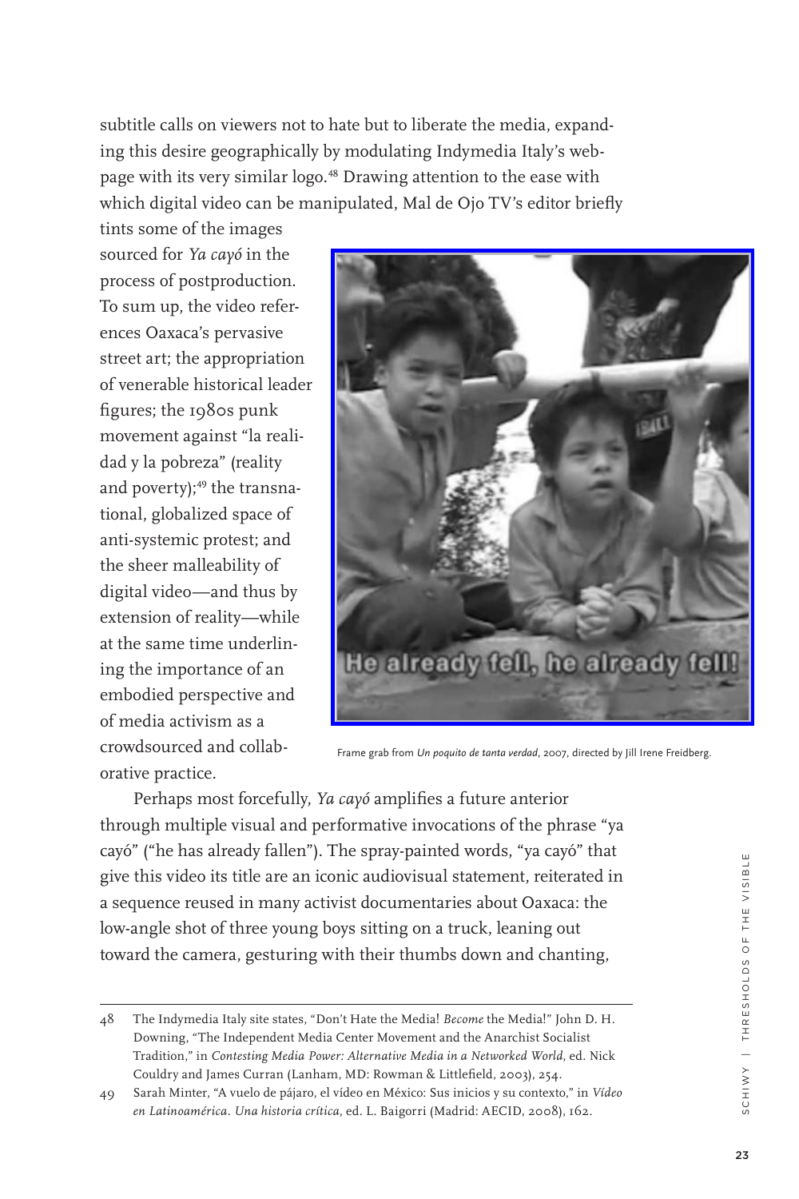subtitle calls on viewers not to hate but to liberate the media, expanding this desire geographically by modulating Indymedia Italy's webpage with its very similar logo.[48] Drawing attention to the ease with which digital video can be manipulated, Mal de Ojo TV's editor briefly tints some of the images sourced for *Ya cayó* in the process of postproduction. To sum up, the video references Oaxaca's pervasive street art; the appropriation of venerable historical leader figures; the 1980s punk movement against "la realidad y la pobreza" (reality and poverty);[49] the transnational, globalized space of anti-systemic protest; and the sheer malleability of digital video—and thus by extension of reality—while at the same time underlining the importance of an embodied perspective and of media activism as a crowdsourced and collaborative practice.

Frame grab from *Un poquito de tanta verdad*, 2007, directed by Jill Irene Freidberg.

Perhaps most forcefully, *Ya cayó* amplifies a future anterior through multiple visual and performative invocations of the phrase "ya cayó" ("he has already fallen"). The spray-painted words, "ya cayó" that give this video its title are an iconic audiovisual statement, reiterated in a sequence reused in many activist documentaries about Oaxaca: the low-angle shot of three young boys sitting on a truck, leaning out toward the camera, gesturing with their thumbs down and chanting,

---

48 The Indymedia Italy site states, "Don't Hate the Media! *Become* the Media!" John D. H. Downing, "The Independent Media Center Movement and the Anarchist Socialist Tradition," in *Contesting Media Power: Alternative Media in a Networked World*, ed. Nick Couldry and James Curran (Lanham, MD: Rowman & Littlefield, 2003), 254.

49 Sarah Minter, "A vuelo de pájaro, el vídeo en México: Sus inicios y su contexto," in *Vídeo en Latinoamérica. Una historia crítica*, ed. L. Baigorri (Madrid: AECID, 2008), 162.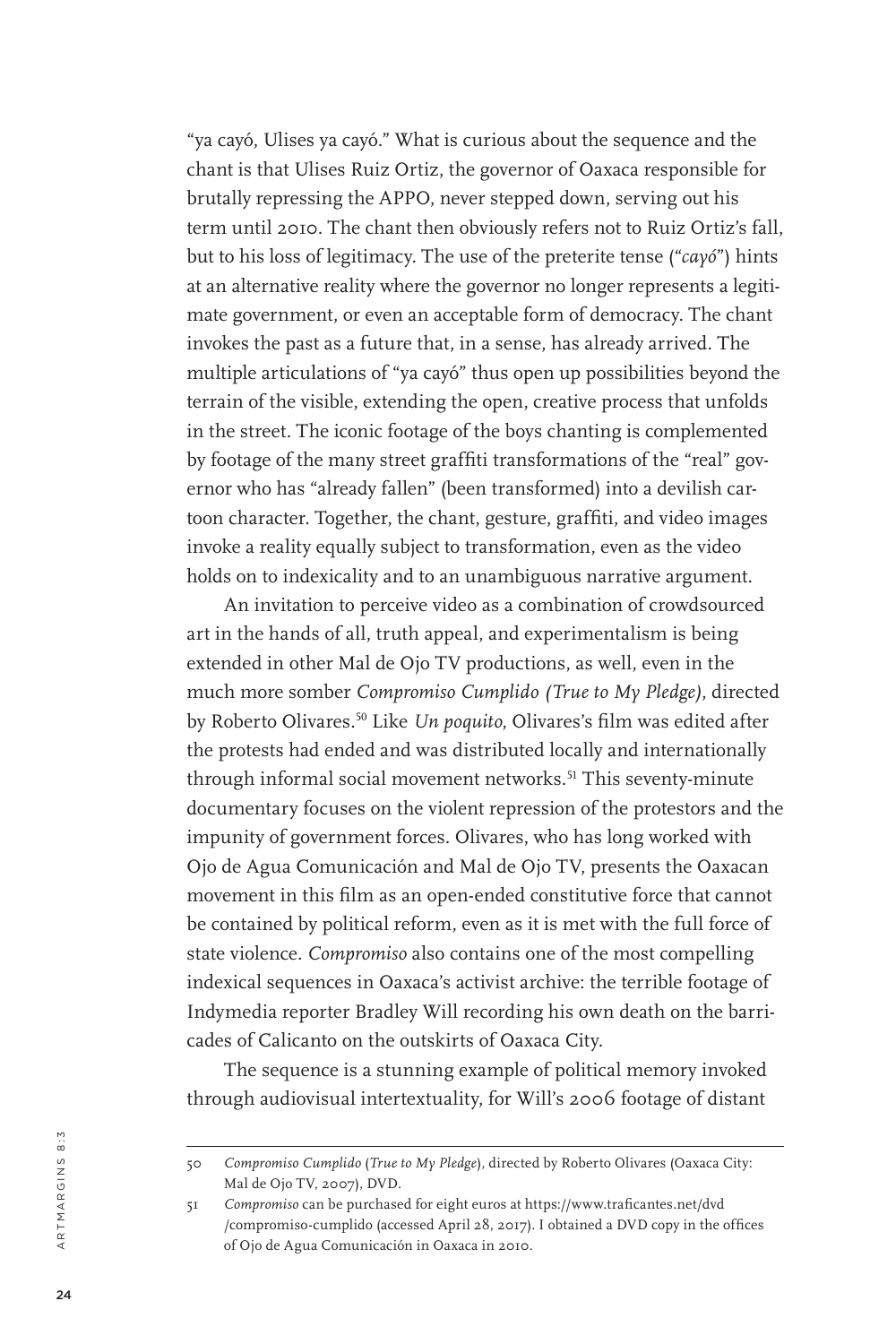"ya cayó, Ulises ya cayó." What is curious about the sequence and the chant is that Ulises Ruiz Ortiz, the governor of Oaxaca responsible for brutally repressing the APPO, never stepped down, serving out his term until 2010. The chant then obviously refers not to Ruiz Ortiz's fall, but to his loss of legitimacy. The use of the preterite tense ("*cayó*") hints at an alternative reality where the governor no longer represents a legitimate government, or even an acceptable form of democracy. The chant invokes the past as a future that, in a sense, has already arrived. The multiple articulations of "ya cayó" thus open up possibilities beyond the terrain of the visible, extending the open, creative process that unfolds in the street. The iconic footage of the boys chanting is complemented by footage of the many street graffiti transformations of the "real" governor who has "already fallen" (been transformed) into a devilish cartoon character. Together, the chant, gesture, graffiti, and video images invoke a reality equally subject to transformation, even as the video holds on to indexicality and to an unambiguous narrative argument.

An invitation to perceive video as a combination of crowdsourced art in the hands of all, truth appeal, and experimentalism is being extended in other Mal de Ojo TV productions, as well, even in the much more somber *Compromiso Cumplido (True to My Pledge)*, directed by Roberto Olivares.[50] Like *Un poquito*, Olivares's film was edited after the protests had ended and was distributed locally and internationally through informal social movement networks.[51] This seventy-minute documentary focuses on the violent repression of the protestors and the impunity of government forces. Olivares, who has long worked with Ojo de Agua Comunicación and Mal de Ojo TV, presents the Oaxacan movement in this film as an open-ended constitutive force that cannot be contained by political reform, even as it is met with the full force of state violence. *Compromiso* also contains one of the most compelling indexical sequences in Oaxaca's activist archive: the terrible footage of Indymedia reporter Bradley Will recording his own death on the barricades of Calicanto on the outskirts of Oaxaca City.

The sequence is a stunning example of political memory invoked through audiovisual intertextuality, for Will's 2006 footage of distant

---

50 *Compromiso Cumplido* (*True to My Pledge*), directed by Roberto Olivares (Oaxaca City: Mal de Ojo TV, 2007), DVD.

51 *Compromiso* can be purchased for eight euros at https://www.traficantes.net/dvd/compromiso-cumplido (accessed April 28, 2017). I obtained a DVD copy in the offices of Ojo de Agua Comunicación in Oaxaca in 2010.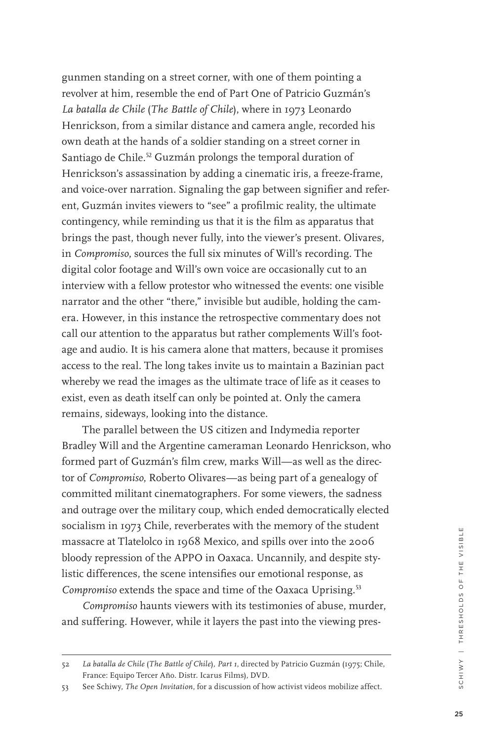gunmen standing on a street corner, with one of them pointing a revolver at him, resemble the end of Part One of Patricio Guzmán's *La batalla de Chile* (*The Battle of Chile*), where in 1973 Leonardo Henrickson, from a similar distance and camera angle, recorded his own death at the hands of a soldier standing on a street corner in Santiago de Chile.[52] Guzmán prolongs the temporal duration of Henrickson's assassination by adding a cinematic iris, a freeze-frame, and voice-over narration. Signaling the gap between signifier and referent, Guzmán invites viewers to "see" a profilmic reality, the ultimate contingency, while reminding us that it is the film as apparatus that brings the past, though never fully, into the viewer's present. Olivares, in *Compromiso*, sources the full six minutes of Will's recording. The digital color footage and Will's own voice are occasionally cut to an interview with a fellow protestor who witnessed the events: one visible narrator and the other "there," invisible but audible, holding the camera. However, in this instance the retrospective commentary does not call our attention to the apparatus but rather complements Will's footage and audio. It is his camera alone that matters, because it promises access to the real. The long takes invite us to maintain a Bazinian pact whereby we read the images as the ultimate trace of life as it ceases to exist, even as death itself can only be pointed at. Only the camera remains, sideways, looking into the distance.

The parallel between the US citizen and Indymedia reporter Bradley Will and the Argentine cameraman Leonardo Henrickson, who formed part of Guzmán's film crew, marks Will—as well as the director of *Compromiso*, Roberto Olivares—as being part of a genealogy of committed militant cinematographers. For some viewers, the sadness and outrage over the military coup, which ended democratically elected socialism in 1973 Chile, reverberates with the memory of the student massacre at Tlatelolco in 1968 Mexico, and spills over into the 2006 bloody repression of the APPO in Oaxaca. Uncannily, and despite stylistic differences, the scene intensifies our emotional response, as *Compromiso* extends the space and time of the Oaxaca Uprising.[53]

*Compromiso* haunts viewers with its testimonies of abuse, murder, and suffering. However, while it layers the past into the viewing pres-

---

52 *La batalla de Chile* (*The Battle of Chile*), *Part 1*, directed by Patricio Guzmán (1975; Chile, France: Equipo Tercer Año. Distr. Icarus Films), DVD.

53 See Schiwy, *The Open Invitation*, for a discussion of how activist videos mobilize affect.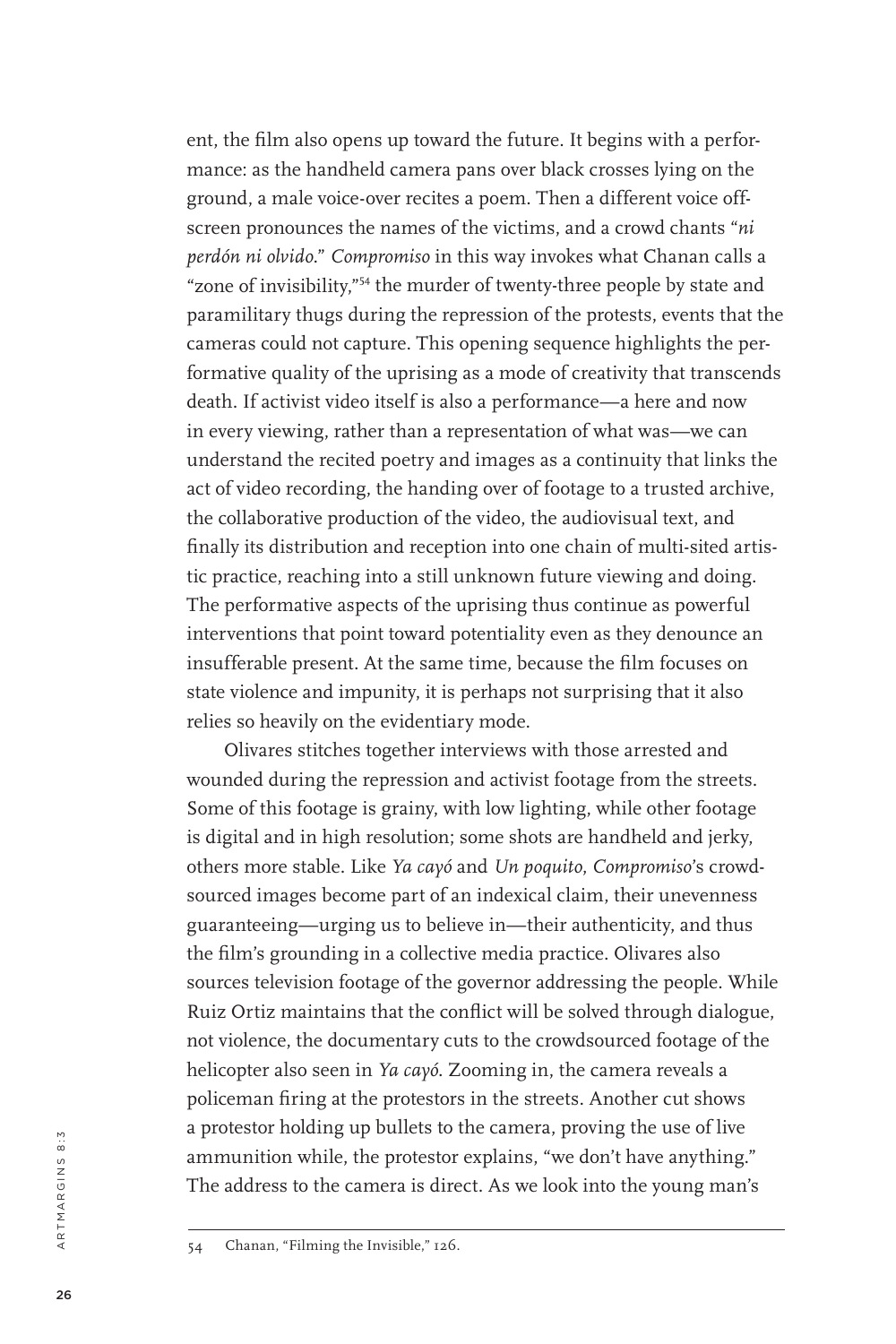ent, the film also opens up toward the future. It begins with a performance: as the handheld camera pans over black crosses lying on the ground, a male voice-over recites a poem. Then a different voice offscreen pronounces the names of the victims, and a crowd chants "*ni perdón ni olvido*." *Compromiso* in this way invokes what Chanan calls a "zone of invisibility,"[54] the murder of twenty-three people by state and paramilitary thugs during the repression of the protests, events that the cameras could not capture. This opening sequence highlights the performative quality of the uprising as a mode of creativity that transcends death. If activist video itself is also a performance—a here and now in every viewing, rather than a representation of what was—we can understand the recited poetry and images as a continuity that links the act of video recording, the handing over of footage to a trusted archive, the collaborative production of the video, the audiovisual text, and finally its distribution and reception into one chain of multi-sited artistic practice, reaching into a still unknown future viewing and doing. The performative aspects of the uprising thus continue as powerful interventions that point toward potentiality even as they denounce an insufferable present. At the same time, because the film focuses on state violence and impunity, it is perhaps not surprising that it also relies so heavily on the evidentiary mode.

Olivares stitches together interviews with those arrested and wounded during the repression and activist footage from the streets. Some of this footage is grainy, with low lighting, while other footage is digital and in high resolution; some shots are handheld and jerky, others more stable. Like *Ya cayó* and *Un poquito*, *Compromiso*'s crowdsourced images become part of an indexical claim, their unevenness guaranteeing—urging us to believe in—their authenticity, and thus the film's grounding in a collective media practice. Olivares also sources television footage of the governor addressing the people. While Ruiz Ortiz maintains that the conflict will be solved through dialogue, not violence, the documentary cuts to the crowdsourced footage of the helicopter also seen in *Ya cayó*. Zooming in, the camera reveals a policeman firing at the protestors in the streets. Another cut shows a protestor holding up bullets to the camera, proving the use of live ammunition while, the protestor explains, "we don't have anything." The address to the camera is direct. As we look into the young man's

54 Chanan, "Filming the Invisible," 126.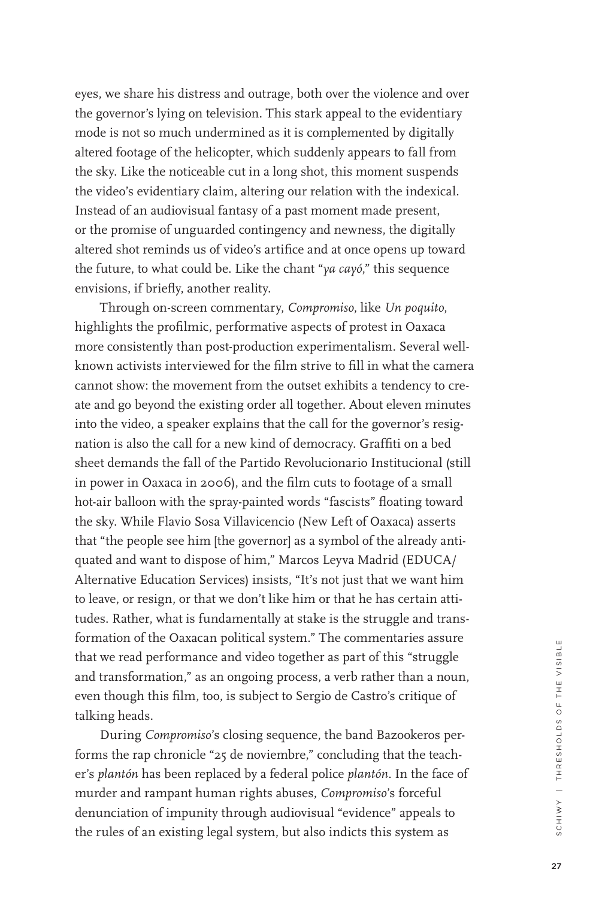eyes, we share his distress and outrage, both over the violence and over the governor's lying on television. This stark appeal to the evidentiary mode is not so much undermined as it is complemented by digitally altered footage of the helicopter, which suddenly appears to fall from the sky. Like the noticeable cut in a long shot, this moment suspends the video's evidentiary claim, altering our relation with the indexical. Instead of an audiovisual fantasy of a past moment made present, or the promise of unguarded contingency and newness, the digitally altered shot reminds us of video's artifice and at once opens up toward the future, to what could be. Like the chant "*ya cayó*," this sequence envisions, if briefly, another reality.

Through on-screen commentary, *Compromiso*, like *Un poquito*, highlights the profilmic, performative aspects of protest in Oaxaca more consistently than post-production experimentalism. Several well-known activists interviewed for the film strive to fill in what the camera cannot show: the movement from the outset exhibits a tendency to create and go beyond the existing order all together. About eleven minutes into the video, a speaker explains that the call for the governor's resignation is also the call for a new kind of democracy. Graffiti on a bed sheet demands the fall of the Partido Revolucionario Institucional (still in power in Oaxaca in 2006), and the film cuts to footage of a small hot-air balloon with the spray-painted words "fascists" floating toward the sky. While Flavio Sosa Villavicencio (New Left of Oaxaca) asserts that "the people see him [the governor] as a symbol of the already antiquated and want to dispose of him," Marcos Leyva Madrid (EDUCA/Alternative Education Services) insists, "It's not just that we want him to leave, or resign, or that we don't like him or that he has certain attitudes. Rather, what is fundamentally at stake is the struggle and transformation of the Oaxacan political system." The commentaries assure that we read performance and video together as part of this "struggle and transformation," as an ongoing process, a verb rather than a noun, even though this film, too, is subject to Sergio de Castro's critique of talking heads.

During *Compromiso*'s closing sequence, the band Bazookeros performs the rap chronicle "25 de noviembre," concluding that the teacher's *plantón* has been replaced by a federal police *plantón*. In the face of murder and rampant human rights abuses, *Compromiso*'s forceful denunciation of impunity through audiovisual "evidence" appeals to the rules of an existing legal system, but also indicts this system as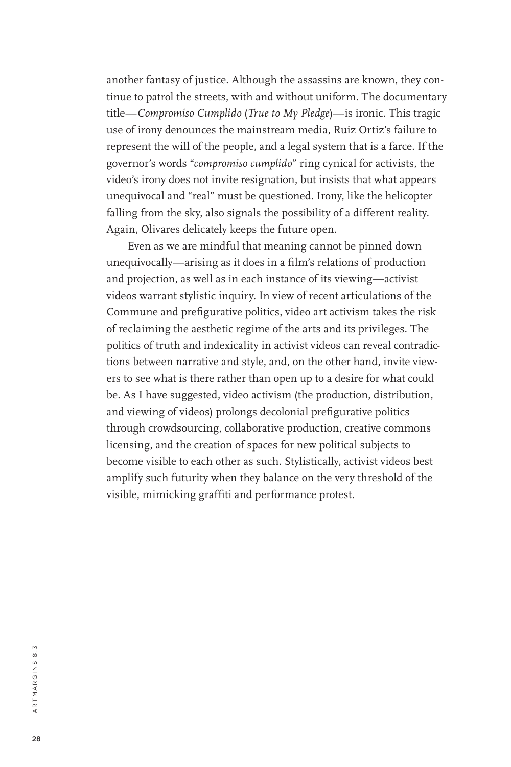another fantasy of justice. Although the assassins are known, they continue to patrol the streets, with and without uniform. The documentary title—*Compromiso Cumplido* (*True to My Pledge*)—is ironic. This tragic use of irony denounces the mainstream media, Ruiz Ortiz's failure to represent the will of the people, and a legal system that is a farce. If the governor's words "*compromiso cumplido*" ring cynical for activists, the video's irony does not invite resignation, but insists that what appears unequivocal and "real" must be questioned. Irony, like the helicopter falling from the sky, also signals the possibility of a different reality. Again, Olivares delicately keeps the future open.

Even as we are mindful that meaning cannot be pinned down unequivocally—arising as it does in a film's relations of production and projection, as well as in each instance of its viewing—activist videos warrant stylistic inquiry. In view of recent articulations of the Commune and prefigurative politics, video art activism takes the risk of reclaiming the aesthetic regime of the arts and its privileges. The politics of truth and indexicality in activist videos can reveal contradictions between narrative and style, and, on the other hand, invite viewers to see what is there rather than open up to a desire for what could be. As I have suggested, video activism (the production, distribution, and viewing of videos) prolongs decolonial prefigurative politics through crowdsourcing, collaborative production, creative commons licensing, and the creation of spaces for new political subjects to become visible to each other as such. Stylistically, activist videos best amplify such futurity when they balance on the very threshold of the visible, mimicking graffiti and performance protest.